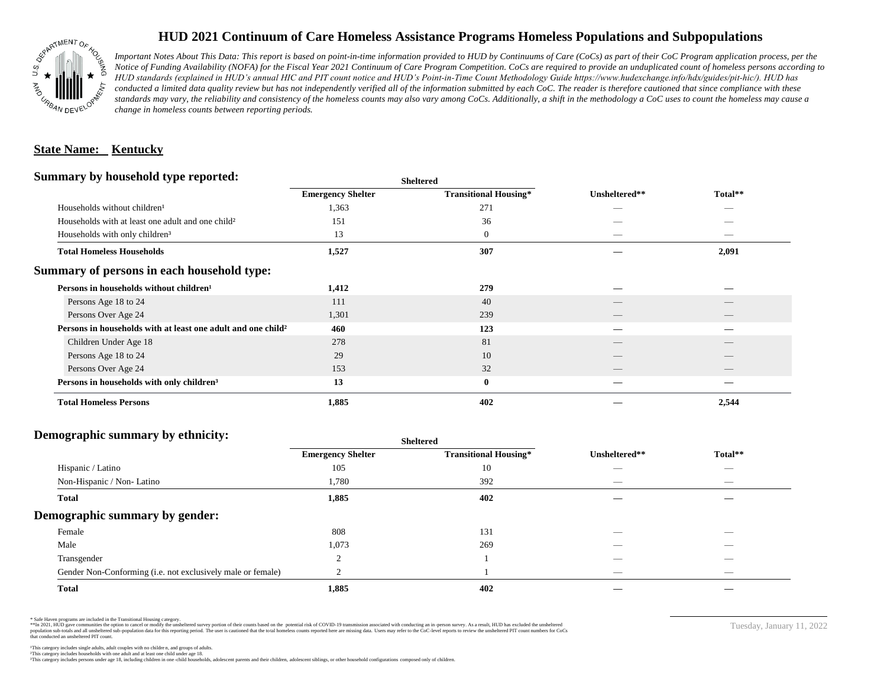# HUD 2021 Continuum of Care Homeless Assistance Programs Homeless Populations and Subpopulations

*Important Notes About This Data: This report is based on point-in-time information provided to HUD by Continuums of Care (CoCs) as part of their CoC Program application process, per the Notice of Funding Availability (NOFA) for the Fiscal Year 2021 Continuum of Care Program Competition. CoCs are required to provide an unduplicated count of homeless persons according to HUD standards (explained in HUD's annual HIC and PIT count notice and HUD's Point-in-Time Count Methodology Guide https://www.hudexchange.info/hdx/guides/pit-hic/). HUD has conducted a limited data quality review but has not independently verified all of the information submitted by each CoC. The reader is therefore cautioned that since compliance with these standards may vary, the reliability and consistency of the homeless counts may also vary among CoCs. Additionally, a shift in the methodology a CoC uses to count the homeless may cause a change in homeless counts between reporting periods.*

## State Name: Kentucky

### Summary by household type reported:

| | Sheltered | | | |
|---|---|---|---|---|
| | Emergency Shelter | Transitional Housing* | Unsheltered** | Total** |
| Households without children¹ | 1,363 | 271 | — | — |
| Households with at least one adult and one child² | 151 | 36 | — | — |
| Households with only children³ | 13 | 0 | — | — |
| **Total Homeless Households** | **1,527** | **307** | **—** | **2,091** |

### Summary of persons in each household type:

| | Emergency Shelter | Transitional Housing* | Unsheltered** | Total** |
|---|---|---|---|---|
| **Persons in households without children¹** | **1,412** | **279** | **—** | **—** |
| Persons Age 18 to 24 | 111 | 40 | — | — |
| Persons Over Age 24 | 1,301 | 239 | — | — |
| **Persons in households with at least one adult and one child²** | **460** | **123** | **—** | **—** |
| Children Under Age 18 | 278 | 81 | — | — |
| Persons Age 18 to 24 | 29 | 10 | — | — |
| Persons Over Age 24 | 153 | 32 | — | — |
| **Persons in households with only children³** | **13** | **0** | **—** | **—** |
| **Total Homeless Persons** | **1,885** | **402** | **—** | **2,544** |

### Demographic summary by ethnicity:

| | Sheltered | | | |
|---|---|---|---|---|
| | Emergency Shelter | Transitional Housing* | Unsheltered** | Total** |
| Hispanic / Latino | 105 | 10 | — | — |
| Non-Hispanic / Non- Latino | 1,780 | 392 | — | — |
| **Total** | **1,885** | **402** | **—** | **—** |

### Demographic summary by gender:

| | Emergency Shelter | Transitional Housing* | Unsheltered** | Total** |
|---|---|---|---|---|
| Female | 808 | 131 | — | — |
| Male | 1,073 | 269 | — | — |
| Transgender | 2 | 1 | — | — |
| Gender Non-Conforming (i.e. not exclusively male or female) | 2 | 1 | — | — |
| **Total** | **1,885** | **402** | **—** | **—** |

\* Safe Haven programs are included in the Transitional Housing category.
\*\*In 2021, HUD gave communities the option to cancel or modify the unsheltered survey portion of their counts based on the potential risk of COVID-19 transmission associated with conducting an in-person survey. As a result, HUD has excluded the unsheltered population sub-totals and all unsheltered sub-population data for this reporting period. The user is cautioned that the total homeless counts reported here are missing data. Users may refer to the CoC-level reports to review the unsheltered PIT count numbers for CoCs that conducted an unsheltered PIT count.

¹This category includes single adults, adult couples with no children, and groups of adults.
²This category includes households with one adult and at least one child under age 18.
³This category includes persons under age 18, including children in one-child households, adolescent parents and their children, adolescent siblings, or other household configurations composed only of children.

Tuesday, January 11, 2022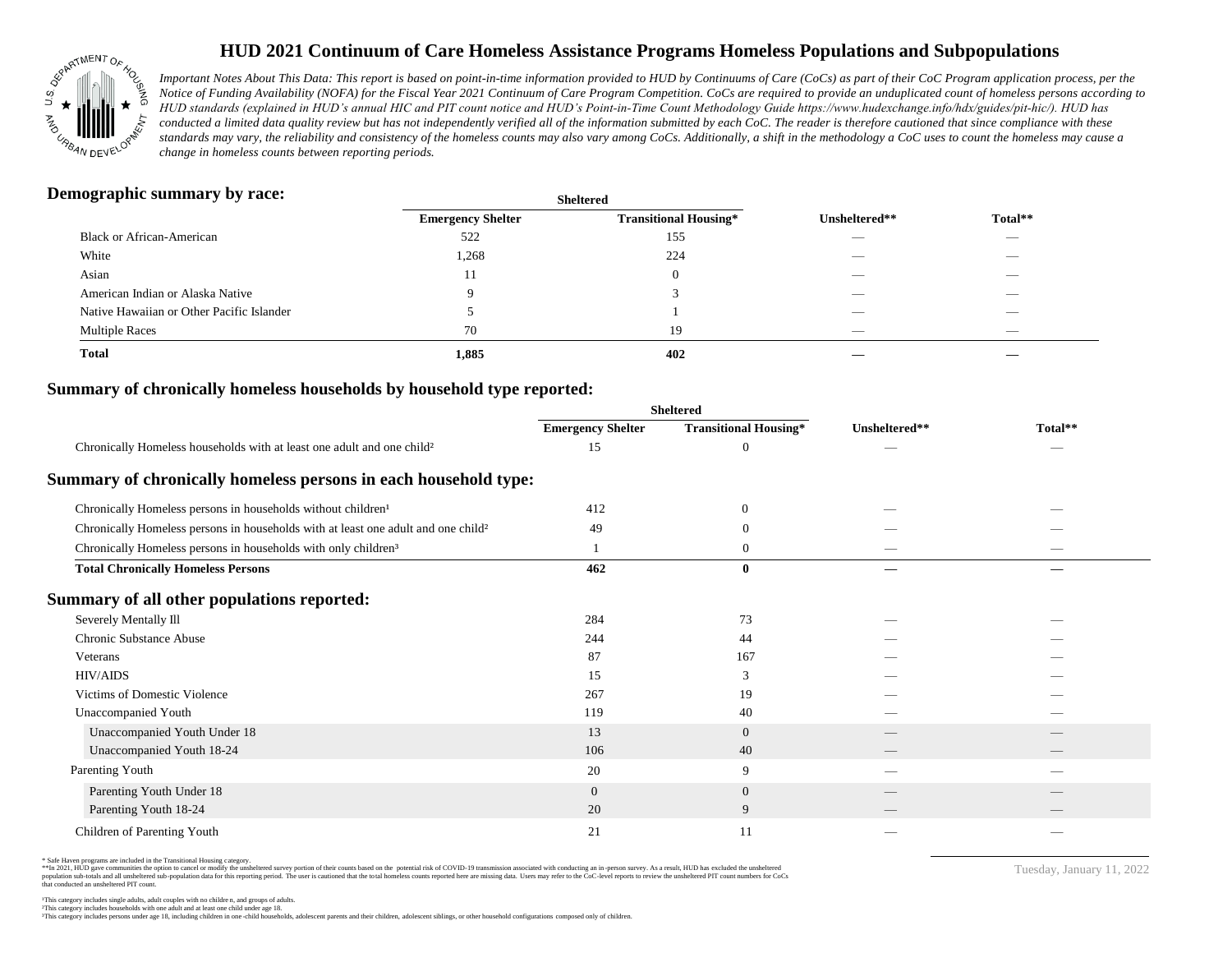# HUD 2021 Continuum of Care Homeless Assistance Programs Homeless Populations and Subpopulations

*Important Notes About This Data: This report is based on point-in-time information provided to HUD by Continuums of Care (CoCs) as part of their CoC Program application process, per the Notice of Funding Availability (NOFA) for the Fiscal Year 2021 Continuum of Care Program Competition. CoCs are required to provide an unduplicated count of homeless persons according to HUD standards (explained in HUD's annual HIC and PIT count notice and HUD's Point-in-Time Count Methodology Guide https://www.hudexchange.info/hdx/guides/pit-hic/). HUD has conducted a limited data quality review but has not independently verified all of the information submitted by each CoC. The reader is therefore cautioned that since compliance with these standards may vary, the reliability and consistency of the homeless counts may also vary among CoCs. Additionally, a shift in the methodology a CoC uses to count the homeless may cause a change in homeless counts between reporting periods.*

## Demographic summary by race:

| | Sheltered | | | |
|---|---|---|---|---|
| | **Emergency Shelter** | **Transitional Housing*** | **Unsheltered**** | **Total**** |
| Black or African-American | 522 | 155 | — | — |
| White | 1,268 | 224 | — | — |
| Asian | 11 | 0 | — | — |
| American Indian or Alaska Native | 9 | 3 | — | — |
| Native Hawaiian or Other Pacific Islander | 5 | 1 | — | — |
| Multiple Races | 70 | 19 | — | — |
| **Total** | **1,885** | **402** | **—** | **—** |

## Summary of chronically homeless households by household type reported:

| | Sheltered | | | |
|---|---|---|---|---|
| | **Emergency Shelter** | **Transitional Housing*** | **Unsheltered**** | **Total**** |
| Chronically Homeless households with at least one adult and one child² | 15 | 0 | — | — |

## Summary of chronically homeless persons in each household type:

| | Emergency Shelter | Transitional Housing* | Unsheltered** | Total** |
|---|---|---|---|---|
| Chronically Homeless persons in households without children¹ | 412 | 0 | — | — |
| Chronically Homeless persons in households with at least one adult and one child² | 49 | 0 | — | — |
| Chronically Homeless persons in households with only children³ | 1 | 0 | — | — |
| **Total Chronically Homeless Persons** | **462** | **0** | **—** | **—** |

## Summary of all other populations reported:

| | Emergency Shelter | Transitional Housing* | Unsheltered** | Total** |
|---|---|---|---|---|
| Severely Mentally Ill | 284 | 73 | — | — |
| Chronic Substance Abuse | 244 | 44 | — | — |
| Veterans | 87 | 167 | — | — |
| HIV/AIDS | 15 | 3 | — | — |
| Victims of Domestic Violence | 267 | 19 | — | — |
| Unaccompanied Youth | 119 | 40 | — | — |
| Unaccompanied Youth Under 18 | 13 | 0 | — | — |
| Unaccompanied Youth 18-24 | 106 | 40 | — | — |
| Parenting Youth | 20 | 9 | — | — |
| Parenting Youth Under 18 | 0 | 0 | — | — |
| Parenting Youth 18-24 | 20 | 9 | — | — |
| Children of Parenting Youth | 21 | 11 | — | — |

\* Safe Haven programs are included in the Transitional Housing category.
**In 2021, HUD gave communities the option to cancel or modify the unsheltered survey portion of their counts based on the potential risk of COVID-19 transmission associated with conducting an in-person survey. As a result, HUD has excluded the unsheltered population sub-totals and all unsheltered sub-population data for this reporting period. The user is cautioned that the total homeless counts reported here are missing data. Users may refer to the CoC-level reports to review the unsheltered PIT count numbers for CoCs that conducted an unsheltered PIT count.

¹This category includes single adults, adult couples with no children, and groups of adults.
²This category includes households with one adult and at least one child under age 18.
³This category includes persons under age 18, including children in one-child households, adolescent parents and their children, adolescent siblings, or other household configurations composed only of children.

Tuesday, January 11, 2022